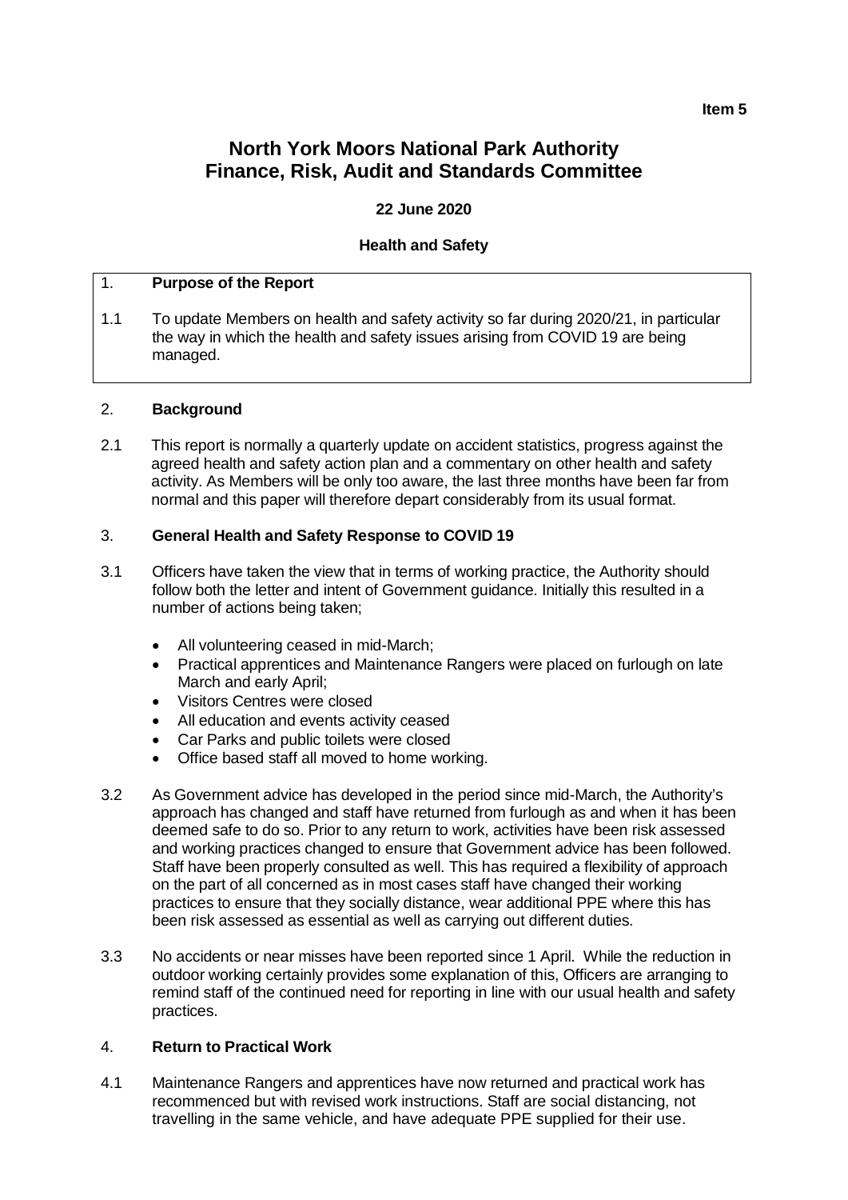**Item 5**

# North York Moors National Park Authority
# Finance, Risk, Audit and Standards Committee

**22 June 2020**

**Health and Safety**

## 1. Purpose of the Report

1.1 To update Members on health and safety activity so far during 2020/21, in particular the way in which the health and safety issues arising from COVID 19 are being managed.

## 2. Background

2.1 This report is normally a quarterly update on accident statistics, progress against the agreed health and safety action plan and a commentary on other health and safety activity. As Members will be only too aware, the last three months have been far from normal and this paper will therefore depart considerably from its usual format.

## 3. General Health and Safety Response to COVID 19

3.1 Officers have taken the view that in terms of working practice, the Authority should follow both the letter and intent of Government guidance. Initially this resulted in a number of actions being taken;

- All volunteering ceased in mid-March;
- Practical apprentices and Maintenance Rangers were placed on furlough on late March and early April;
- Visitors Centres were closed
- All education and events activity ceased
- Car Parks and public toilets were closed
- Office based staff all moved to home working.

3.2 As Government advice has developed in the period since mid-March, the Authority's approach has changed and staff have returned from furlough as and when it has been deemed safe to do so. Prior to any return to work, activities have been risk assessed and working practices changed to ensure that Government advice has been followed. Staff have been properly consulted as well. This has required a flexibility of approach on the part of all concerned as in most cases staff have changed their working practices to ensure that they socially distance, wear additional PPE where this has been risk assessed as essential as well as carrying out different duties.

3.3 No accidents or near misses have been reported since 1 April. While the reduction in outdoor working certainly provides some explanation of this, Officers are arranging to remind staff of the continued need for reporting in line with our usual health and safety practices.

## 4. Return to Practical Work

4.1 Maintenance Rangers and apprentices have now returned and practical work has recommenced but with revised work instructions. Staff are social distancing, not travelling in the same vehicle, and have adequate PPE supplied for their use.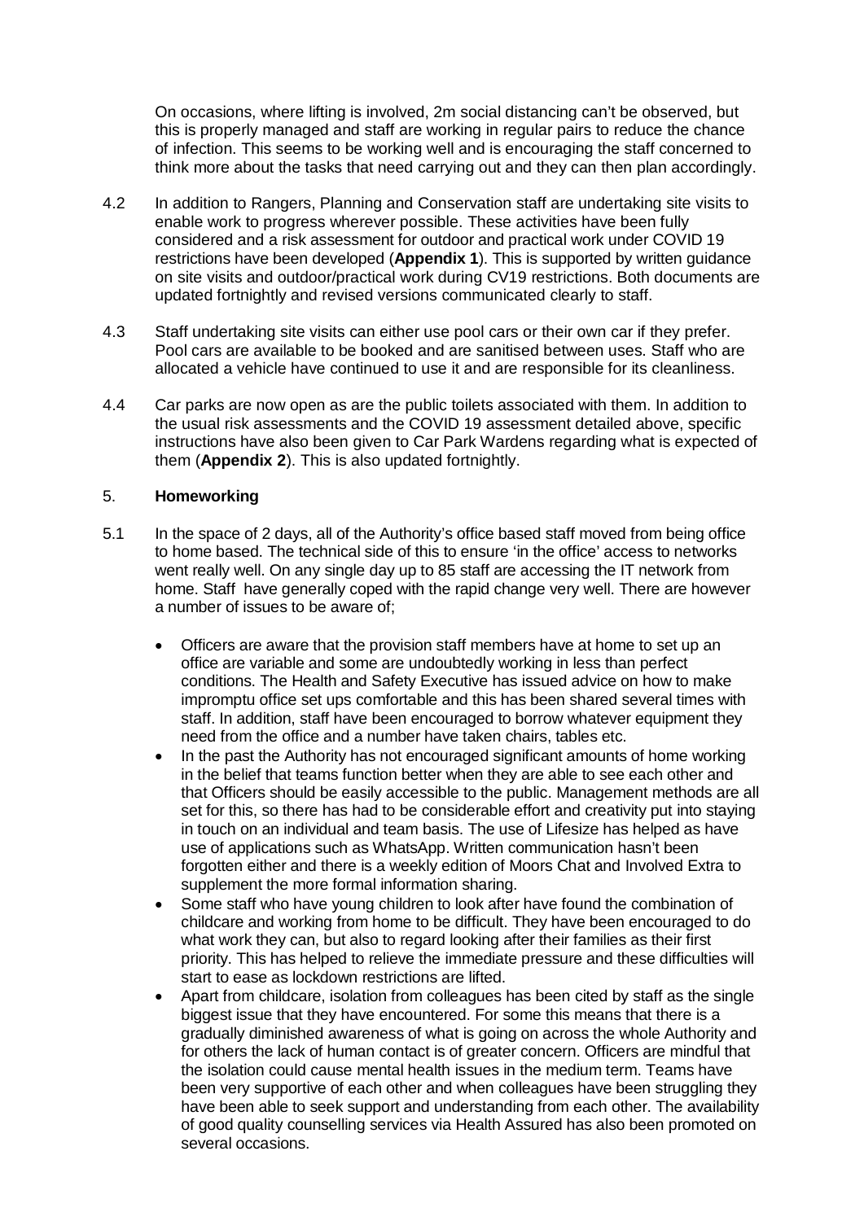On occasions, where lifting is involved, 2m social distancing can't be observed, but this is properly managed and staff are working in regular pairs to reduce the chance of infection. This seems to be working well and is encouraging the staff concerned to think more about the tasks that need carrying out and they can then plan accordingly.

4.2 In addition to Rangers, Planning and Conservation staff are undertaking site visits to enable work to progress wherever possible. These activities have been fully considered and a risk assessment for outdoor and practical work under COVID 19 restrictions have been developed (**Appendix 1**). This is supported by written guidance on site visits and outdoor/practical work during CV19 restrictions. Both documents are updated fortnightly and revised versions communicated clearly to staff.

4.3 Staff undertaking site visits can either use pool cars or their own car if they prefer. Pool cars are available to be booked and are sanitised between uses. Staff who are allocated a vehicle have continued to use it and are responsible for its cleanliness.

4.4 Car parks are now open as are the public toilets associated with them. In addition to the usual risk assessments and the COVID 19 assessment detailed above, specific instructions have also been given to Car Park Wardens regarding what is expected of them (**Appendix 2**). This is also updated fortnightly.

## 5. Homeworking

5.1 In the space of 2 days, all of the Authority's office based staff moved from being office to home based. The technical side of this to ensure 'in the office' access to networks went really well. On any single day up to 85 staff are accessing the IT network from home. Staff have generally coped with the rapid change very well. There are however a number of issues to be aware of;

- Officers are aware that the provision staff members have at home to set up an office are variable and some are undoubtedly working in less than perfect conditions. The Health and Safety Executive has issued advice on how to make impromptu office set ups comfortable and this has been shared several times with staff. In addition, staff have been encouraged to borrow whatever equipment they need from the office and a number have taken chairs, tables etc.
- In the past the Authority has not encouraged significant amounts of home working in the belief that teams function better when they are able to see each other and that Officers should be easily accessible to the public. Management methods are all set for this, so there has had to be considerable effort and creativity put into staying in touch on an individual and team basis. The use of Lifesize has helped as have use of applications such as WhatsApp. Written communication hasn't been forgotten either and there is a weekly edition of Moors Chat and Involved Extra to supplement the more formal information sharing.
- Some staff who have young children to look after have found the combination of childcare and working from home to be difficult. They have been encouraged to do what work they can, but also to regard looking after their families as their first priority. This has helped to relieve the immediate pressure and these difficulties will start to ease as lockdown restrictions are lifted.
- Apart from childcare, isolation from colleagues has been cited by staff as the single biggest issue that they have encountered. For some this means that there is a gradually diminished awareness of what is going on across the whole Authority and for others the lack of human contact is of greater concern. Officers are mindful that the isolation could cause mental health issues in the medium term. Teams have been very supportive of each other and when colleagues have been struggling they have been able to seek support and understanding from each other. The availability of good quality counselling services via Health Assured has also been promoted on several occasions.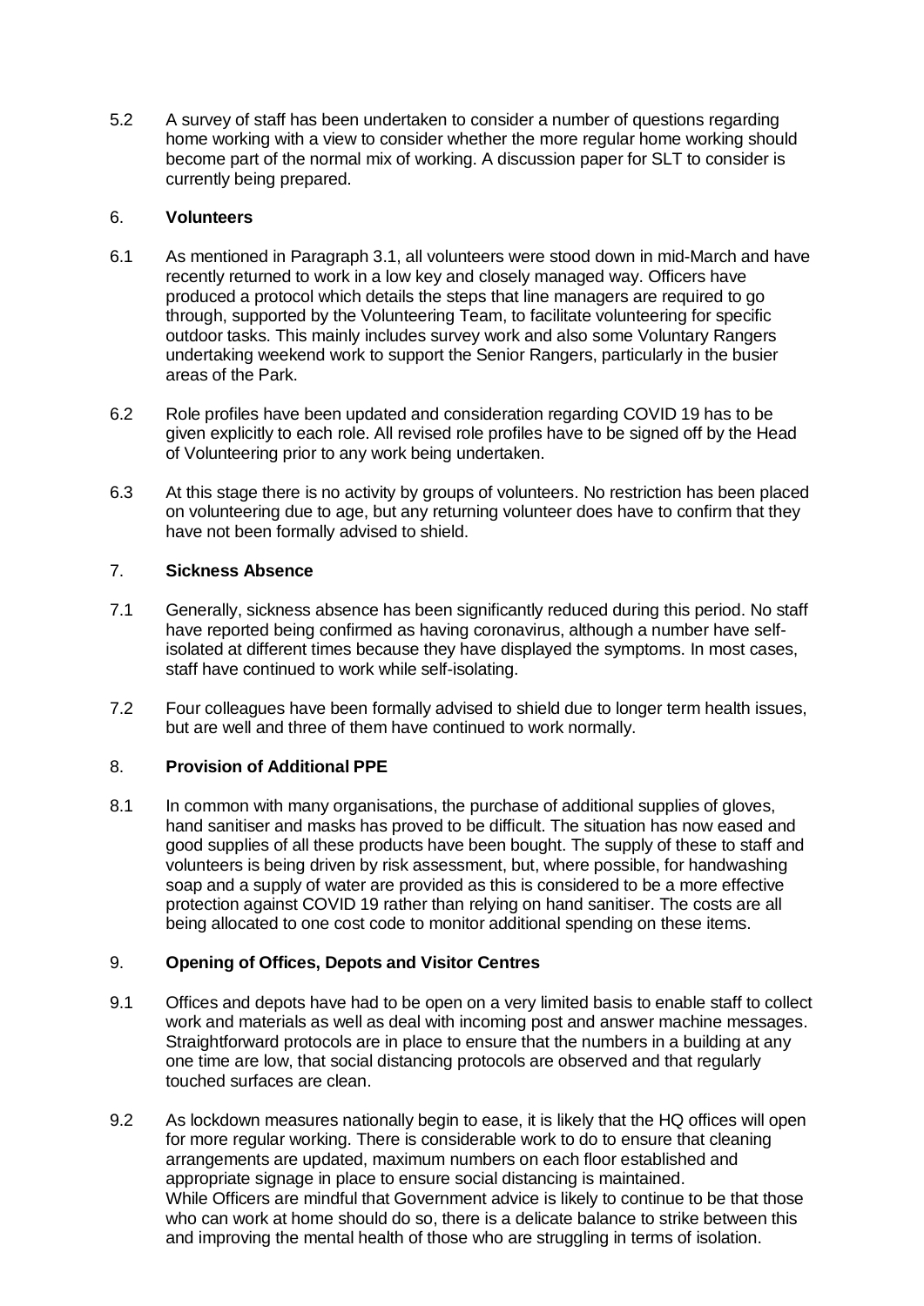5.2 A survey of staff has been undertaken to consider a number of questions regarding home working with a view to consider whether the more regular home working should become part of the normal mix of working. A discussion paper for SLT to consider is currently being prepared.

## 6. **Volunteers**

6.1 As mentioned in Paragraph 3.1, all volunteers were stood down in mid-March and have recently returned to work in a low key and closely managed way. Officers have produced a protocol which details the steps that line managers are required to go through, supported by the Volunteering Team, to facilitate volunteering for specific outdoor tasks. This mainly includes survey work and also some Voluntary Rangers undertaking weekend work to support the Senior Rangers, particularly in the busier areas of the Park.

6.2 Role profiles have been updated and consideration regarding COVID 19 has to be given explicitly to each role. All revised role profiles have to be signed off by the Head of Volunteering prior to any work being undertaken.

6.3 At this stage there is no activity by groups of volunteers. No restriction has been placed on volunteering due to age, but any returning volunteer does have to confirm that they have not been formally advised to shield.

## 7. **Sickness Absence**

7.1 Generally, sickness absence has been significantly reduced during this period. No staff have reported being confirmed as having coronavirus, although a number have self-isolated at different times because they have displayed the symptoms. In most cases, staff have continued to work while self-isolating.

7.2 Four colleagues have been formally advised to shield due to longer term health issues, but are well and three of them have continued to work normally.

## 8. **Provision of Additional PPE**

8.1 In common with many organisations, the purchase of additional supplies of gloves, hand sanitiser and masks has proved to be difficult. The situation has now eased and good supplies of all these products have been bought. The supply of these to staff and volunteers is being driven by risk assessment, but, where possible, for handwashing soap and a supply of water are provided as this is considered to be a more effective protection against COVID 19 rather than relying on hand sanitiser. The costs are all being allocated to one cost code to monitor additional spending on these items.

## 9. **Opening of Offices, Depots and Visitor Centres**

9.1 Offices and depots have had to be open on a very limited basis to enable staff to collect work and materials as well as deal with incoming post and answer machine messages. Straightforward protocols are in place to ensure that the numbers in a building at any one time are low, that social distancing protocols are observed and that regularly touched surfaces are clean.

9.2 As lockdown measures nationally begin to ease, it is likely that the HQ offices will open for more regular working. There is considerable work to do to ensure that cleaning arrangements are updated, maximum numbers on each floor established and appropriate signage in place to ensure social distancing is maintained.
While Officers are mindful that Government advice is likely to continue to be that those who can work at home should do so, there is a delicate balance to strike between this and improving the mental health of those who are struggling in terms of isolation.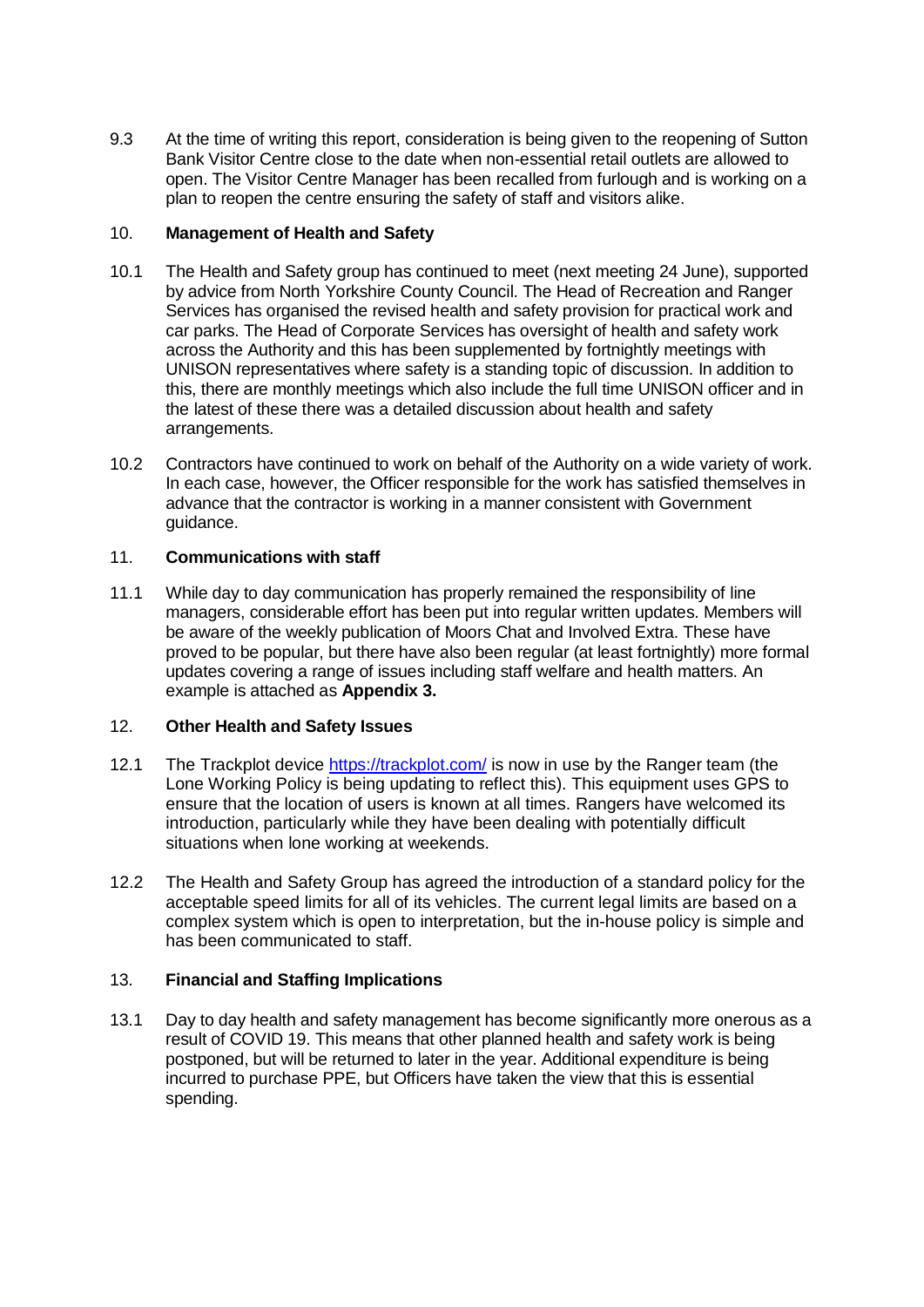9.3 At the time of writing this report, consideration is being given to the reopening of Sutton Bank Visitor Centre close to the date when non-essential retail outlets are allowed to open. The Visitor Centre Manager has been recalled from furlough and is working on a plan to reopen the centre ensuring the safety of staff and visitors alike.

## 10. **Management of Health and Safety**

10.1 The Health and Safety group has continued to meet (next meeting 24 June), supported by advice from North Yorkshire County Council. The Head of Recreation and Ranger Services has organised the revised health and safety provision for practical work and car parks. The Head of Corporate Services has oversight of health and safety work across the Authority and this has been supplemented by fortnightly meetings with UNISON representatives where safety is a standing topic of discussion. In addition to this, there are monthly meetings which also include the full time UNISON officer and in the latest of these there was a detailed discussion about health and safety arrangements.

10.2 Contractors have continued to work on behalf of the Authority on a wide variety of work. In each case, however, the Officer responsible for the work has satisfied themselves in advance that the contractor is working in a manner consistent with Government guidance.

## 11. **Communications with staff**

11.1 While day to day communication has properly remained the responsibility of line managers, considerable effort has been put into regular written updates. Members will be aware of the weekly publication of Moors Chat and Involved Extra. These have proved to be popular, but there have also been regular (at least fortnightly) more formal updates covering a range of issues including staff welfare and health matters. An example is attached as **Appendix 3.**

## 12. **Other Health and Safety Issues**

12.1 The Trackplot device [https://trackplot.com/](https://trackplot.com/) is now in use by the Ranger team (the Lone Working Policy is being updating to reflect this). This equipment uses GPS to ensure that the location of users is known at all times. Rangers have welcomed its introduction, particularly while they have been dealing with potentially difficult situations when lone working at weekends.

12.2 The Health and Safety Group has agreed the introduction of a standard policy for the acceptable speed limits for all of its vehicles. The current legal limits are based on a complex system which is open to interpretation, but the in-house policy is simple and has been communicated to staff.

## 13. **Financial and Staffing Implications**

13.1 Day to day health and safety management has become significantly more onerous as a result of COVID 19. This means that other planned health and safety work is being postponed, but will be returned to later in the year. Additional expenditure is being incurred to purchase PPE, but Officers have taken the view that this is essential spending.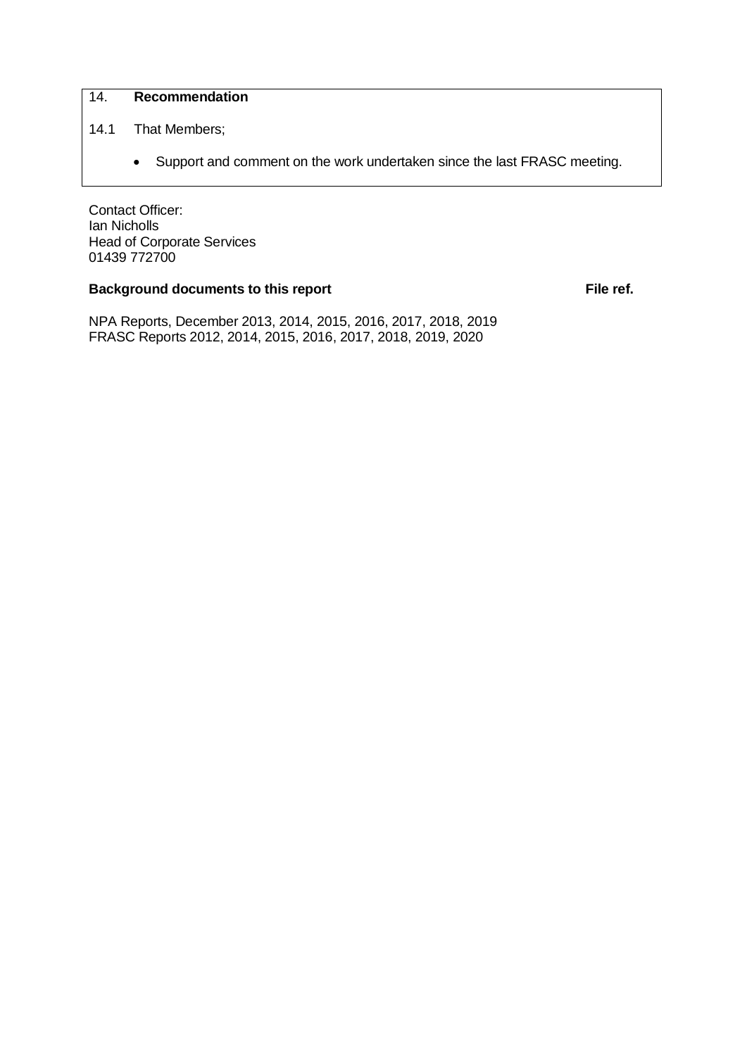## 14. Recommendation

14.1 That Members;

- Support and comment on the work undertaken since the last FRASC meeting.

Contact Officer:
Ian Nicholls
Head of Corporate Services
01439 772700

**Background documents to this report** **File ref.**

NPA Reports, December 2013, 2014, 2015, 2016, 2017, 2018, 2019
FRASC Reports 2012, 2014, 2015, 2016, 2017, 2018, 2019, 2020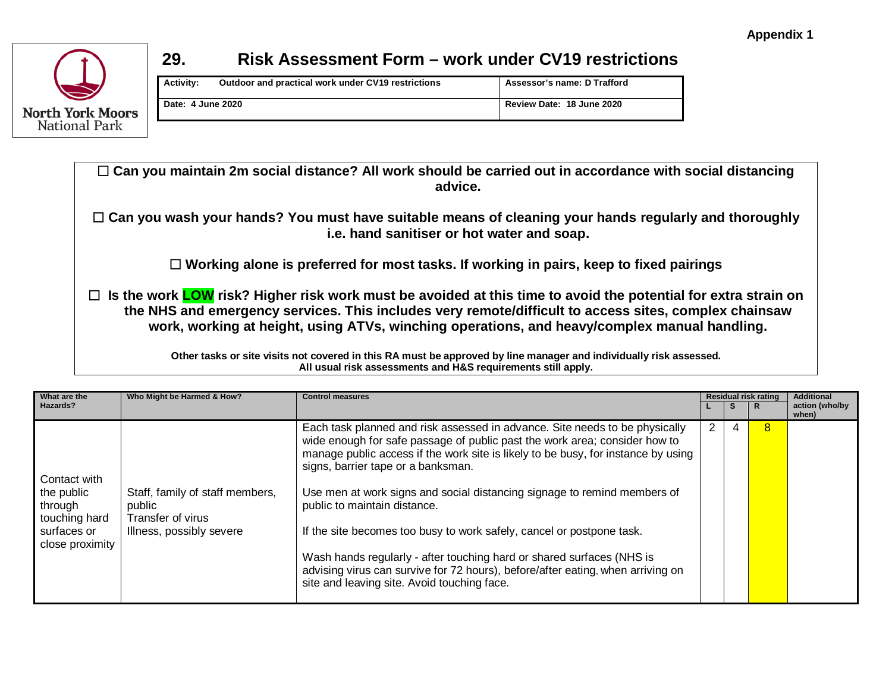Appendix 1

North York Moors National Park

# 29. Risk Assessment Form – work under CV19 restrictions

| | |
|---|---|
| **Activity: Outdoor and practical work under CV19 restrictions** | **Assessor's name: D Trafford** |
| **Date: 4 June 2020** | **Review Date: 18 June 2020** |

**☐ Can you maintain 2m social distance? All work should be carried out in accordance with social distancing advice.**

**☐ Can you wash your hands? You must have suitable means of cleaning your hands regularly and thoroughly i.e. hand sanitiser or hot water and soap.**

**☐ Working alone is preferred for most tasks. If working in pairs, keep to fixed pairings**

**☐ Is the work LOW risk? Higher risk work must be avoided at this time to avoid the potential for extra strain on the NHS and emergency services. This includes very remote/difficult to access sites, complex chainsaw work, working at height, using ATVs, winching operations, and heavy/complex manual handling.**

**Other tasks or site visits not covered in this RA must be approved by line manager and individually risk assessed. All usual risk assessments and H&S requirements still apply.**

| What are the Hazards? | Who Might be Harmed & How? | Control measures | Residual risk rating | | | Additional action (who/by when) |
|---|---|---|---|---|---|---|
| | | | L | S | R | |
| Contact with the public through touching hard surfaces or close proximity | Staff, family of staff members, public<br>Transfer of virus<br>Illness, possibly severe | Each task planned and risk assessed in advance. Site needs to be physically wide enough for safe passage of public past the work area; consider how to manage public access if the work site is likely to be busy, for instance by using signs, barrier tape or a banksman.<br><br>Use men at work signs and social distancing signage to remind members of public to maintain distance.<br><br>If the site becomes too busy to work safely, cancel or postpone task.<br><br>Wash hands regularly - after touching hard or shared surfaces (NHS is advising virus can survive for 72 hours), before/after eating, when arriving on site and leaving site. Avoid touching face. | 2 | 4 | 8 | |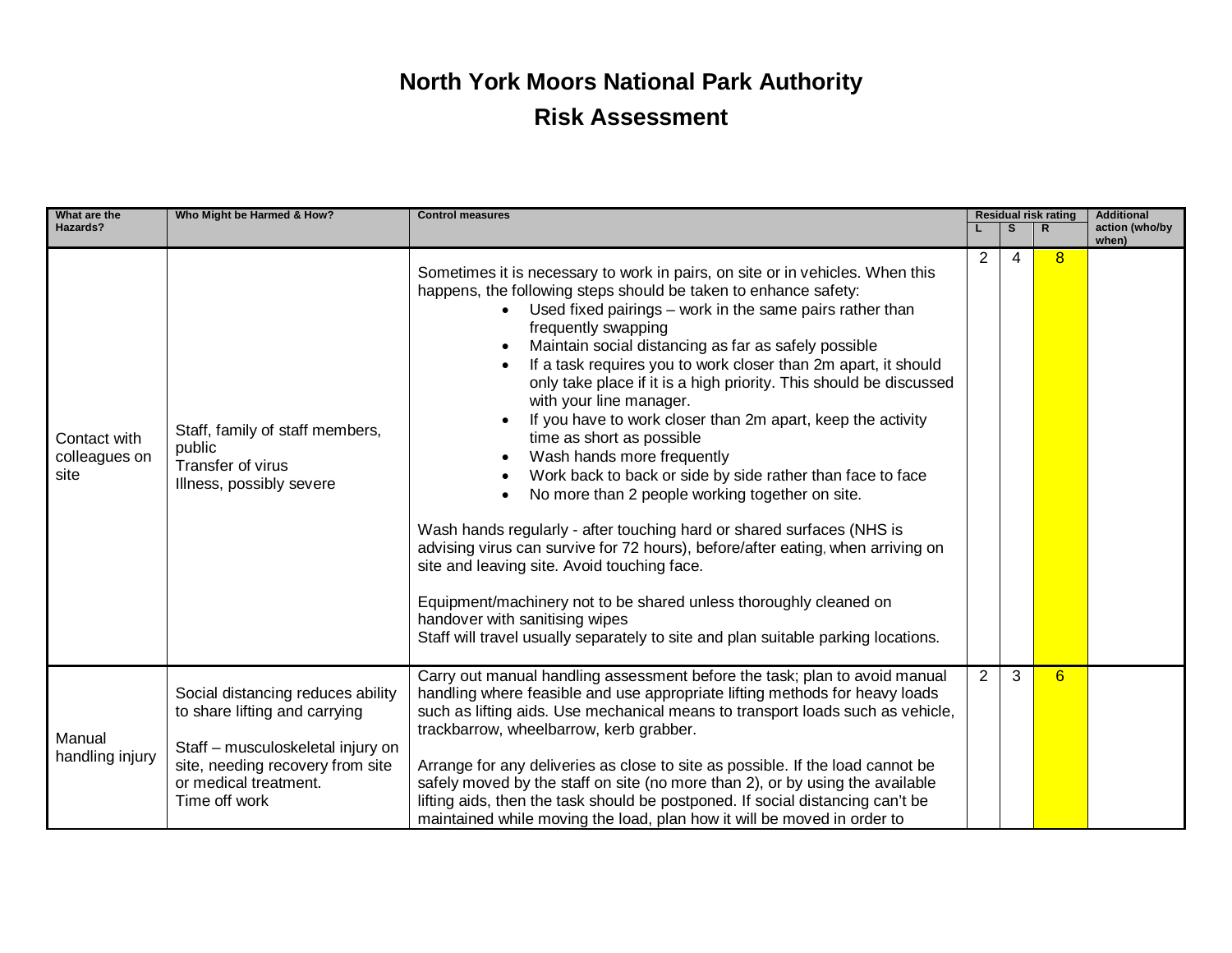# North York Moors National Park Authority

## Risk Assessment

| What are the Hazards? | Who Might be Harmed & How? | Control measures | Residual risk rating L | S | R | Additional action (who/by when) |
|---|---|---|---|---|---|---|
| Contact with colleagues on site | Staff, family of staff members, public<br>Transfer of virus<br>Illness, possibly severe | Sometimes it is necessary to work in pairs, on site or in vehicles. When this happens, the following steps should be taken to enhance safety:<br>• Used fixed pairings – work in the same pairs rather than frequently swapping<br>• Maintain social distancing as far as safely possible<br>• If a task requires you to work closer than 2m apart, it should only take place if it is a high priority. This should be discussed with your line manager.<br>• If you have to work closer than 2m apart, keep the activity time as short as possible<br>• Wash hands more frequently<br>• Work back to back or side by side rather than face to face<br>• No more than 2 people working together on site.<br><br>Wash hands regularly - after touching hard or shared surfaces (NHS is advising virus can survive for 72 hours), before/after eating, when arriving on site and leaving site. Avoid touching face.<br><br>Equipment/machinery not to be shared unless thoroughly cleaned on handover with sanitising wipes<br>Staff will travel usually separately to site and plan suitable parking locations. | 2 | 4 | 8 | |
| Manual handling injury | Social distancing reduces ability to share lifting and carrying<br><br>Staff – musculoskeletal injury on site, needing recovery from site or medical treatment.<br>Time off work | Carry out manual handling assessment before the task; plan to avoid manual handling where feasible and use appropriate lifting methods for heavy loads such as lifting aids. Use mechanical means to transport loads such as vehicle, trackbarrow, wheelbarrow, kerb grabber.<br><br>Arrange for any deliveries as close to site as possible. If the load cannot be safely moved by the staff on site (no more than 2), or by using the available lifting aids, then the task should be postponed. If social distancing can't be maintained while moving the load, plan how it will be moved in order to | 2 | 3 | 6 | |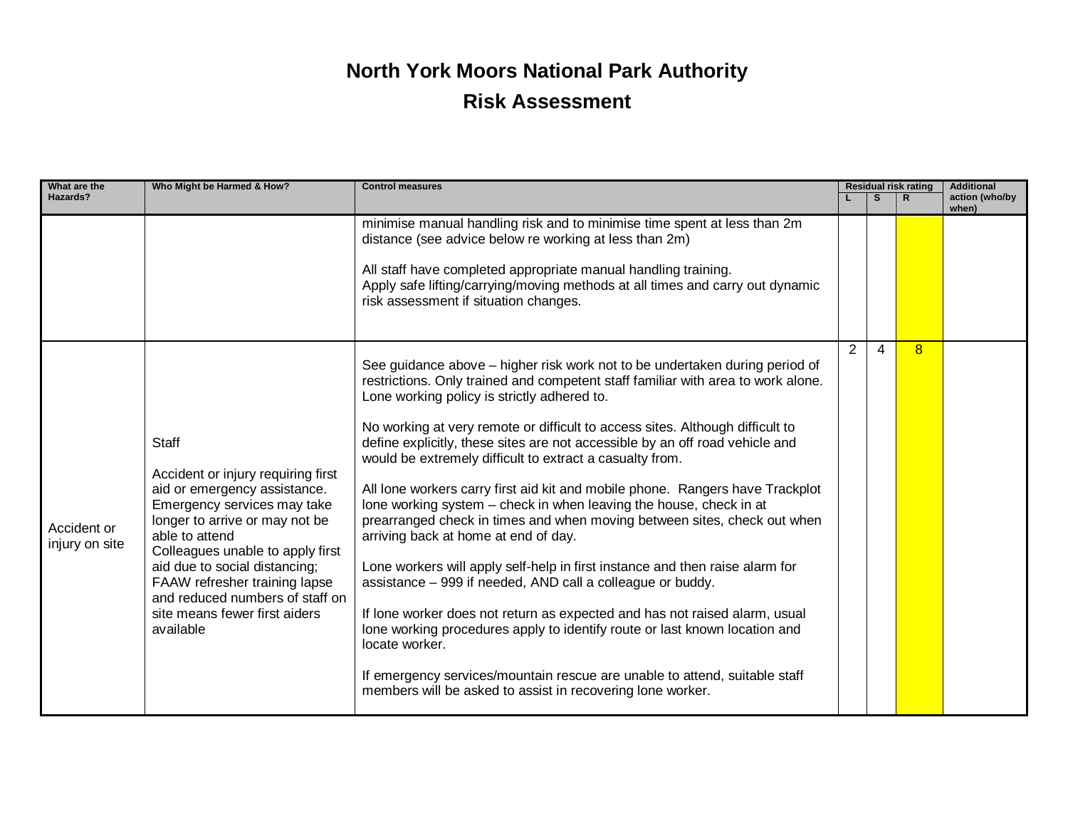# North York Moors National Park Authority

# Risk Assessment

| What are the Hazards? | Who Might be Harmed & How? | Control measures | Residual risk rating | | | Additional action (who/by when) |
|---|---|---|---|---|---|---|
| | | | L | S | R | |
| | | minimise manual handling risk and to minimise time spent at less than 2m distance (see advice below re working at less than 2m)<br><br>All staff have completed appropriate manual handling training.<br>Apply safe lifting/carrying/moving methods at all times and carry out dynamic risk assessment if situation changes. | | | | |
| Accident or injury on site | Staff<br><br>Accident or injury requiring first aid or emergency assistance. Emergency services may take longer to arrive or may not be able to attend<br>Colleagues unable to apply first aid due to social distancing; FAAW refresher training lapse and reduced numbers of staff on site means fewer first aiders available | See guidance above – higher risk work not to be undertaken during period of restrictions. Only trained and competent staff familiar with area to work alone. Lone working policy is strictly adhered to.<br><br>No working at very remote or difficult to access sites. Although difficult to define explicitly, these sites are not accessible by an off road vehicle and would be extremely difficult to extract a casualty from.<br><br>All lone workers carry first aid kit and mobile phone. Rangers have Trackplot lone working system – check in when leaving the house, check in at prearranged check in times and when moving between sites, check out when arriving back at home at end of day.<br><br>Lone workers will apply self-help in first instance and then raise alarm for assistance – 999 if needed, AND call a colleague or buddy.<br><br>If lone worker does not return as expected and has not raised alarm, usual lone working procedures apply to identify route or last known location and locate worker.<br><br>If emergency services/mountain rescue are unable to attend, suitable staff members will be asked to assist in recovering lone worker. | 2 | 4 | 8 | |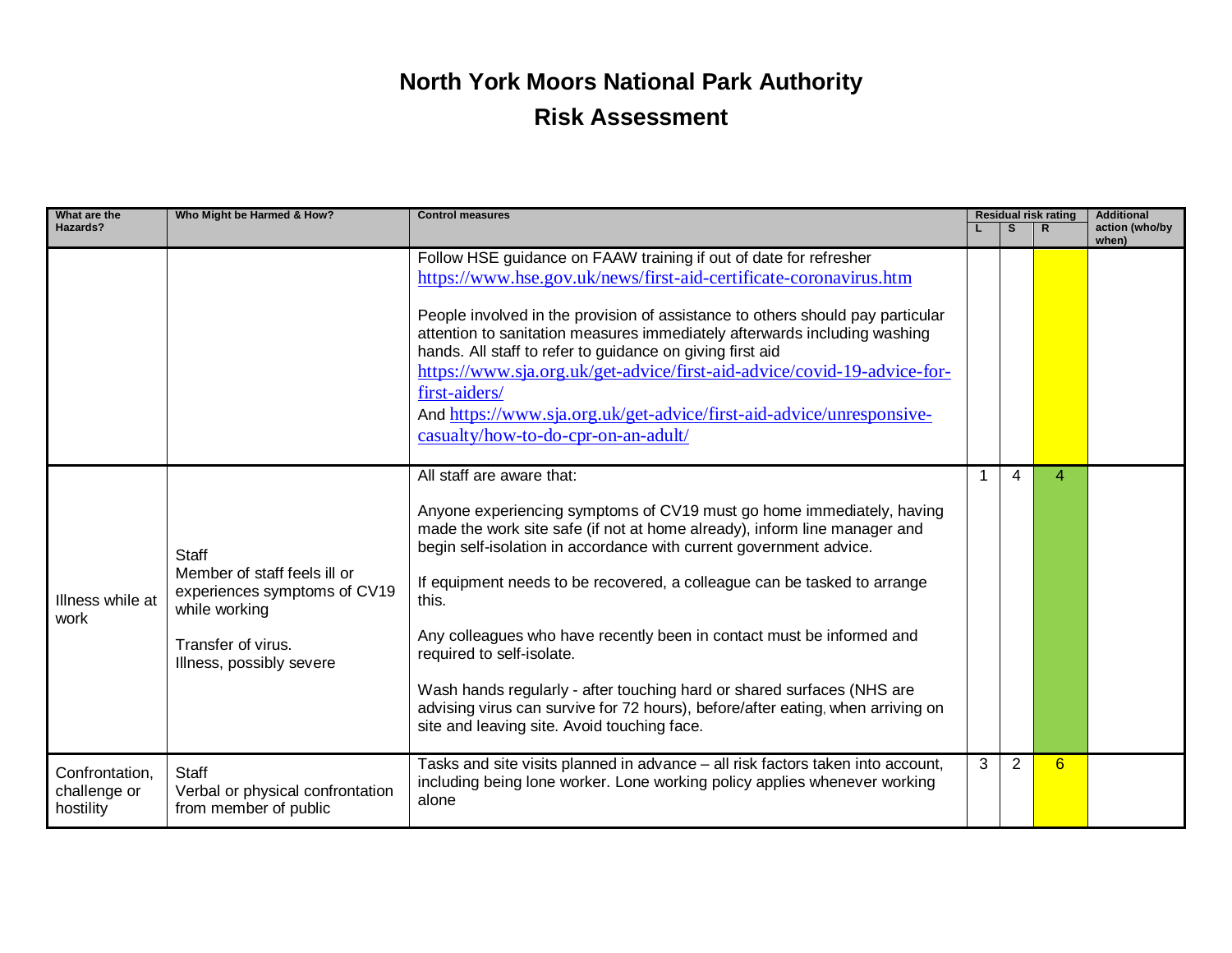# North York Moors National Park Authority

# Risk Assessment

| What are the Hazards? | Who Might be Harmed & How? | Control measures | Residual risk rating L | S | R | Additional action (who/by when) |
|---|---|---|---|---|---|---|
| | | Follow HSE guidance on FAAW training if out of date for refresher https://www.hse.gov.uk/news/first-aid-certificate-coronavirus.htm<br><br>People involved in the provision of assistance to others should pay particular attention to sanitation measures immediately afterwards including washing hands. All staff to refer to guidance on giving first aid https://www.sja.org.uk/get-advice/first-aid-advice/covid-19-advice-for-first-aiders/<br>And https://www.sja.org.uk/get-advice/first-aid-advice/unresponsive-casualty/how-to-do-cpr-on-an-adult/ | | | | |
| Illness while at work | Staff<br>Member of staff feels ill or experiences symptoms of CV19 while working<br><br>Transfer of virus.<br>Illness, possibly severe | All staff are aware that:<br><br>Anyone experiencing symptoms of CV19 must go home immediately, having made the work site safe (if not at home already), inform line manager and begin self-isolation in accordance with current government advice.<br><br>If equipment needs to be recovered, a colleague can be tasked to arrange this.<br><br>Any colleagues who have recently been in contact must be informed and required to self-isolate.<br><br>Wash hands regularly - after touching hard or shared surfaces (NHS are advising virus can survive for 72 hours), before/after eating, when arriving on site and leaving site. Avoid touching face. | 1 | 4 | 4 | |
| Confrontation, challenge or hostility | Staff<br>Verbal or physical confrontation from member of public | Tasks and site visits planned in advance – all risk factors taken into account, including being lone worker. Lone working policy applies whenever working alone | 3 | 2 | 6 | |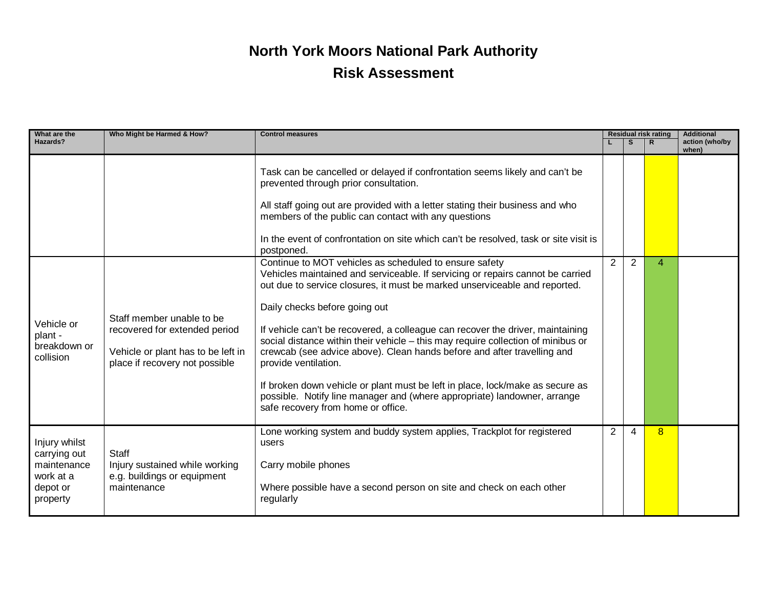# North York Moors National Park Authority

## Risk Assessment

| What are the Hazards? | Who Might be Harmed & How? | Control measures | Residual risk rating L | S | R | Additional action (who/by when) |
|---|---|---|---|---|---|---|
| | | Task can be cancelled or delayed if confrontation seems likely and can't be prevented through prior consultation.<br><br>All staff going out are provided with a letter stating their business and who members of the public can contact with any questions<br><br>In the event of confrontation on site which can't be resolved, task or site visit is postponed. | | | | |
| Vehicle or plant - breakdown or collision | Staff member unable to be recovered for extended period<br><br>Vehicle or plant has to be left in place if recovery not possible | Continue to MOT vehicles as scheduled to ensure safety<br>Vehicles maintained and serviceable. If servicing or repairs cannot be carried out due to service closures, it must be marked unserviceable and reported.<br><br>Daily checks before going out<br><br>If vehicle can't be recovered, a colleague can recover the driver, maintaining social distance within their vehicle – this may require collection of minibus or crewcab (see advice above). Clean hands before and after travelling and provide ventilation.<br><br>If broken down vehicle or plant must be left in place, lock/make as secure as possible. Notify line manager and (where appropriate) landowner, arrange safe recovery from home or office. | 2 | 2 | 4 | |
| Injury whilst carrying out maintenance work at a depot or property | Staff<br>Injury sustained while working e.g. buildings or equipment maintenance | Lone working system and buddy system applies, Trackplot for registered users<br><br>Carry mobile phones<br><br>Where possible have a second person on site and check on each other regularly | 2 | 4 | 8 | |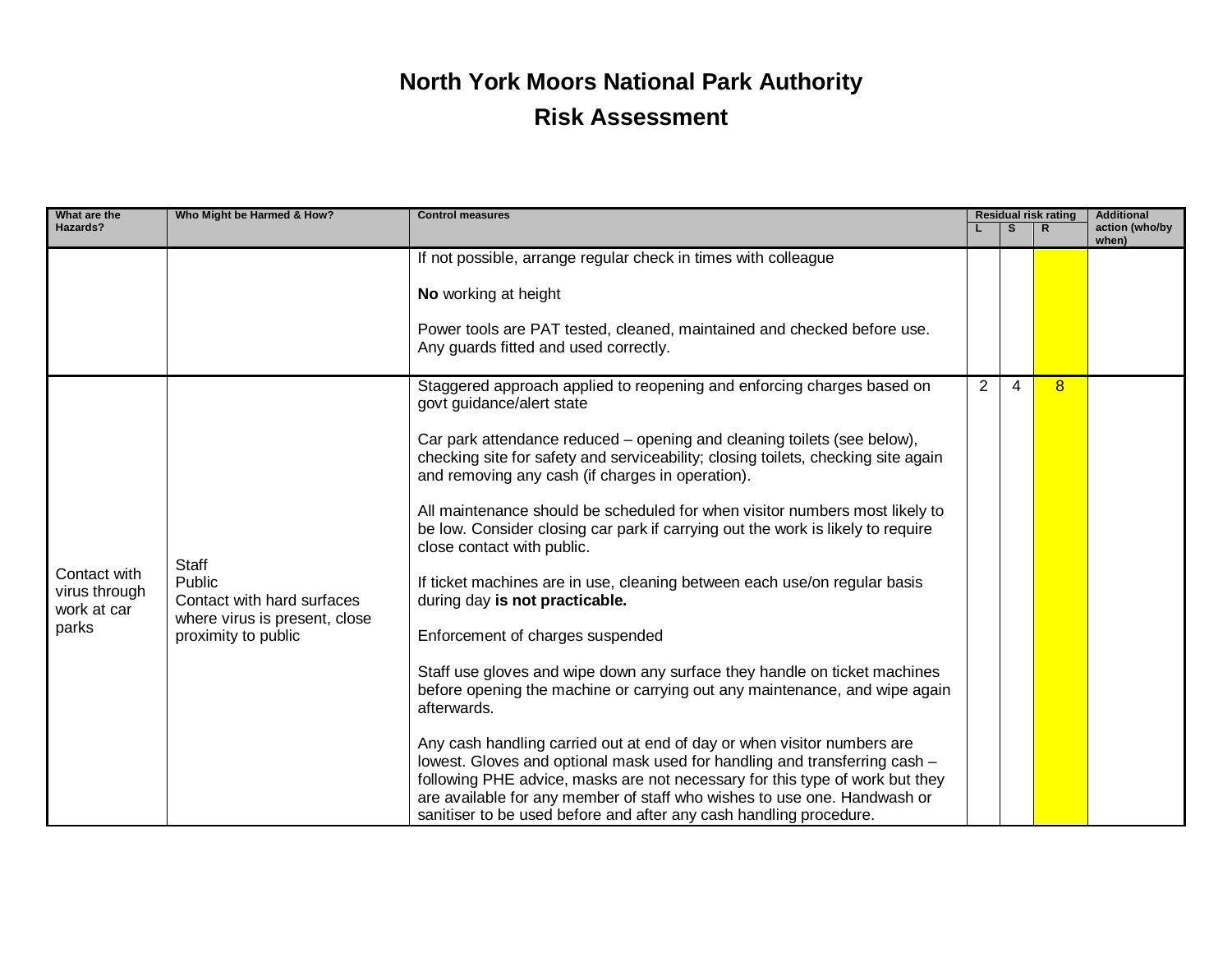# North York Moors National Park Authority

## Risk Assessment

| What are the Hazards? | Who Might be Harmed & How? | Control measures | Residual risk rating L | S | R | Additional action (who/by when) |
|---|---|---|---|---|---|---|
| | | If not possible, arrange regular check in times with colleague<br><br>**No** working at height<br><br>Power tools are PAT tested, cleaned, maintained and checked before use. Any guards fitted and used correctly. | | | | |
| Contact with virus through work at car parks | Staff<br>Public<br>Contact with hard surfaces where virus is present, close proximity to public | Staggered approach applied to reopening and enforcing charges based on govt guidance/alert state<br><br>Car park attendance reduced – opening and cleaning toilets (see below), checking site for safety and serviceability; closing toilets, checking site again and removing any cash (if charges in operation).<br><br>All maintenance should be scheduled for when visitor numbers most likely to be low. Consider closing car park if carrying out the work is likely to require close contact with public.<br><br>If ticket machines are in use, cleaning between each use/on regular basis during day **is not practicable.**<br><br>Enforcement of charges suspended<br><br>Staff use gloves and wipe down any surface they handle on ticket machines before opening the machine or carrying out any maintenance, and wipe again afterwards.<br><br>Any cash handling carried out at end of day or when visitor numbers are lowest. Gloves and optional mask used for handling and transferring cash – following PHE advice, masks are not necessary for this type of work but they are available for any member of staff who wishes to use one. Handwash or sanitiser to be used before and after any cash handling procedure. | 2 | 4 | 8 | |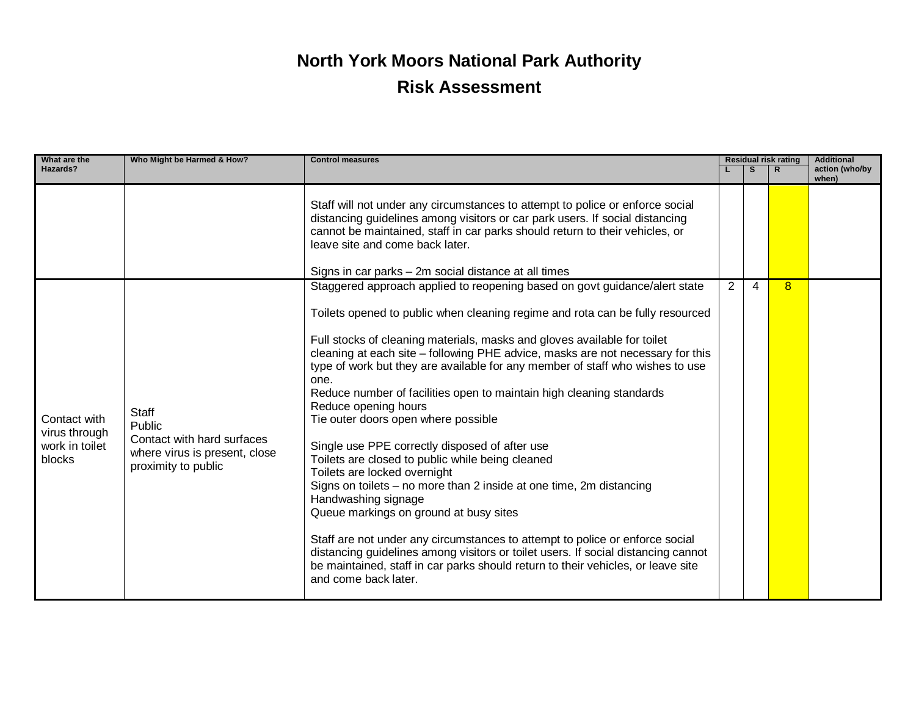# North York Moors National Park Authority

# Risk Assessment

| What are the Hazards? | Who Might be Harmed & How? | Control measures | Residual risk rating | | | Additional action (who/by when) |
|---|---|---|---|---|---|---|
| | | | L | S | R | |
| | | Staff will not under any circumstances to attempt to police or enforce social distancing guidelines among visitors or car park users. If social distancing cannot be maintained, staff in car parks should return to their vehicles, or leave site and come back later.<br><br>Signs in car parks – 2m social distance at all times | | | | |
| Contact with virus through work in toilet blocks | Staff<br>Public<br>Contact with hard surfaces where virus is present, close proximity to public | Staggered approach applied to reopening based on govt guidance/alert state<br><br>Toilets opened to public when cleaning regime and rota can be fully resourced<br><br>Full stocks of cleaning materials, masks and gloves available for toilet cleaning at each site – following PHE advice, masks are not necessary for this type of work but they are available for any member of staff who wishes to use one.<br>Reduce number of facilities open to maintain high cleaning standards<br>Reduce opening hours<br>Tie outer doors open where possible<br><br>Single use PPE correctly disposed of after use<br>Toilets are closed to public while being cleaned<br>Toilets are locked overnight<br>Signs on toilets – no more than 2 inside at one time, 2m distancing<br>Handwashing signage<br>Queue markings on ground at busy sites<br><br>Staff are not under any circumstances to attempt to police or enforce social distancing guidelines among visitors or toilet users. If social distancing cannot be maintained, staff in car parks should return to their vehicles, or leave site and come back later. | 2 | 4 | 8 | |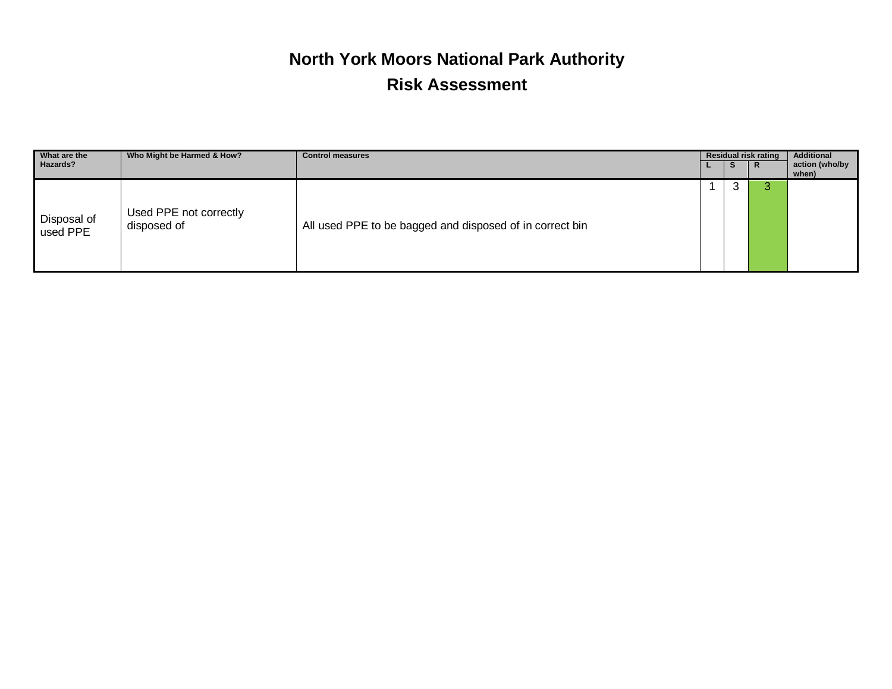# North York Moors National Park Authority

## Risk Assessment

| What are the Hazards? | Who Might be Harmed & How? | Control measures | Residual risk rating | | | Additional action (who/by when) |
|---|---|---|---|---|---|---|
| | | | L | S | R | |
| Disposal of used PPE | Used PPE not correctly disposed of | All used PPE to be bagged and disposed of in correct bin | 1 | 3 | 3 | |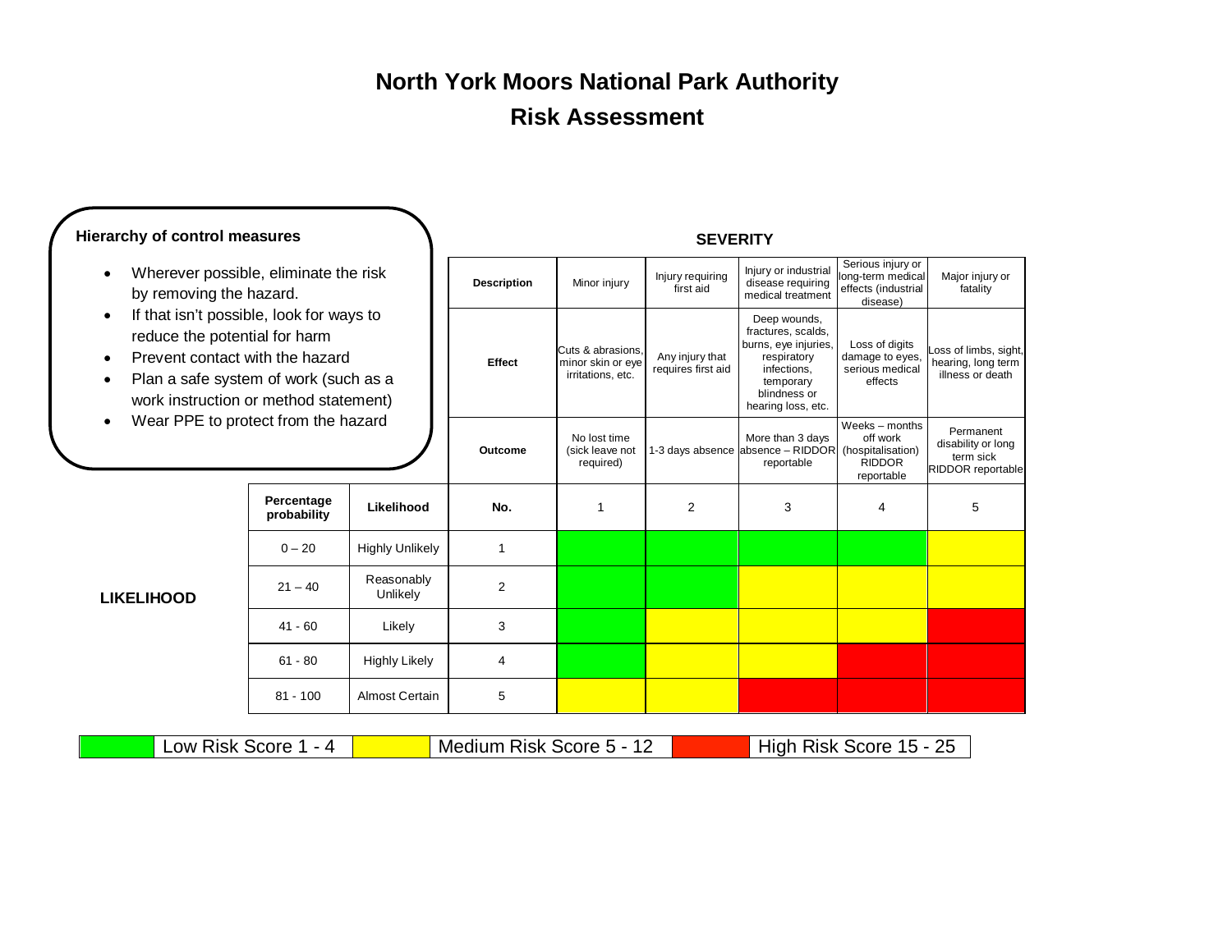# North York Moors National Park Authority

## Risk Assessment

**Hierarchy of control measures**

- Wherever possible, eliminate the risk by removing the hazard.
- If that isn't possible, look for ways to reduce the potential for harm
- Prevent contact with the hazard
- Plan a safe system of work (such as a work instruction or method statement)
- Wear PPE to protect from the hazard

**SEVERITY**

| | | | | | | | |
|---|---|---|---|---|---|---|---|
| | | **Description** | Minor injury | Injury requiring first aid | Injury or industrial disease requiring medical treatment | Serious injury or long-term medical effects (industrial disease) | Major injury or fatality |
| | | **Effect** | Cuts & abrasions, minor skin or eye irritations, etc. | Any injury that requires first aid | Deep wounds, fractures, scalds, burns, eye injuries, respiratory infections, temporary blindness or hearing loss, etc. | Loss of digits damage to eyes, serious medical effects | Loss of limbs, sight, hearing, long term illness or death |
| | | **Outcome** | No lost time (sick leave not required) | 1-3 days absence | More than 3 days absence – RIDDOR reportable | Weeks – months off work (hospitalisation) RIDDOR reportable | Permanent disability or long term sick RIDDOR reportable |
| **Percentage probability** | **Likelihood** | **No.** | 1 | 2 | 3 | 4 | 5 |
| 0 – 20 | Highly Unlikely | 1 | Low | Low | Low | Low | Medium |
| 21 – 40 | Reasonably Unlikely | 2 | Low | Low | Medium | Medium | Medium |
| 41 - 60 | Likely | 3 | Low | Medium | Medium | Medium | High |
| 61 - 80 | Highly Likely | 4 | Low | Medium | Medium | High | High |
| 81 - 100 | Almost Certain | 5 | Medium | Medium | High | High | High |

**LIKELIHOOD**

Low Risk Score 1 - 4 | Medium Risk Score 5 - 12 | High Risk Score 15 - 25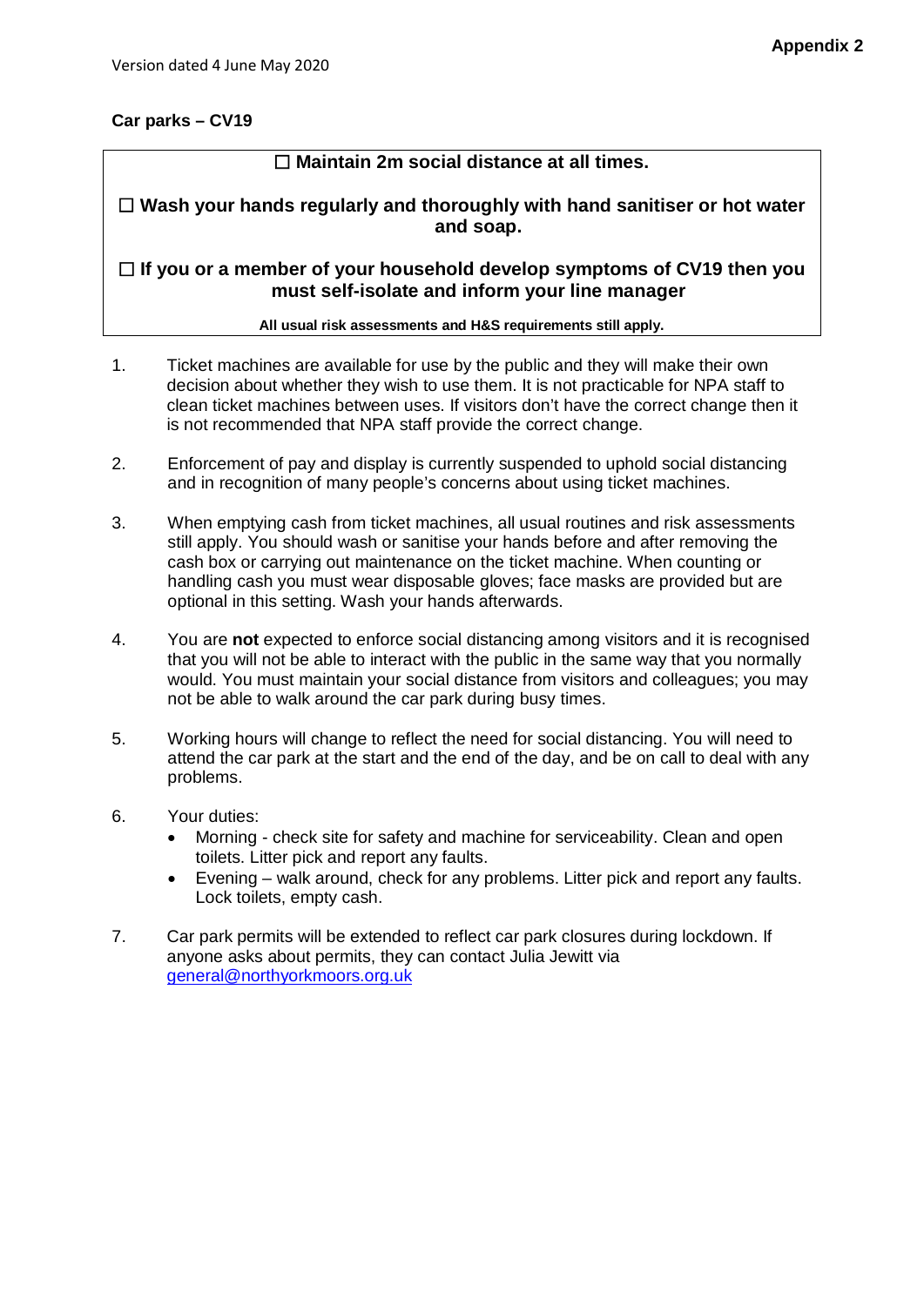**Appendix 2**

Version dated 4 June May 2020

**Car parks – CV19**

> ☐ **Maintain 2m social distance at all times.**
>
> ☐ **Wash your hands regularly and thoroughly with hand sanitiser or hot water and soap.**
>
> ☐ **If you or a member of your household develop symptoms of CV19 then you must self-isolate and inform your line manager**
>
> **All usual risk assessments and H&S requirements still apply.**

1. Ticket machines are available for use by the public and they will make their own decision about whether they wish to use them. It is not practicable for NPA staff to clean ticket machines between uses. If visitors don't have the correct change then it is not recommended that NPA staff provide the correct change.

2. Enforcement of pay and display is currently suspended to uphold social distancing and in recognition of many people's concerns about using ticket machines.

3. When emptying cash from ticket machines, all usual routines and risk assessments still apply. You should wash or sanitise your hands before and after removing the cash box or carrying out maintenance on the ticket machine. When counting or handling cash you must wear disposable gloves; face masks are provided but are optional in this setting. Wash your hands afterwards.

4. You are **not** expected to enforce social distancing among visitors and it is recognised that you will not be able to interact with the public in the same way that you normally would. You must maintain your social distance from visitors and colleagues; you may not be able to walk around the car park during busy times.

5. Working hours will change to reflect the need for social distancing. You will need to attend the car park at the start and the end of the day, and be on call to deal with any problems.

6. Your duties:
   - Morning - check site for safety and machine for serviceability. Clean and open toilets. Litter pick and report any faults.
   - Evening – walk around, check for any problems. Litter pick and report any faults. Lock toilets, empty cash.

7. Car park permits will be extended to reflect car park closures during lockdown. If anyone asks about permits, they can contact Julia Jewitt via general@northyorkmoors.org.uk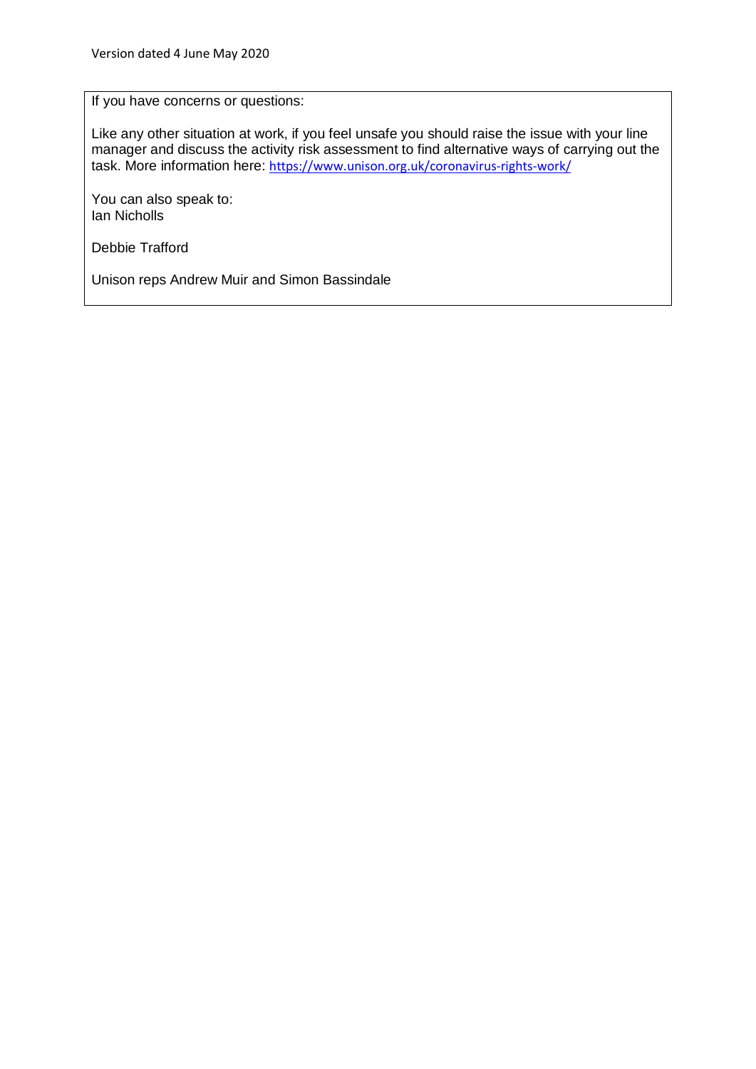Version dated 4 June May 2020

If you have concerns or questions:

Like any other situation at work, if you feel unsafe you should raise the issue with your line manager and discuss the activity risk assessment to find alternative ways of carrying out the task. More information here: https://www.unison.org.uk/coronavirus-rights-work/

You can also speak to:
Ian Nicholls

Debbie Trafford

Unison reps Andrew Muir and Simon Bassindale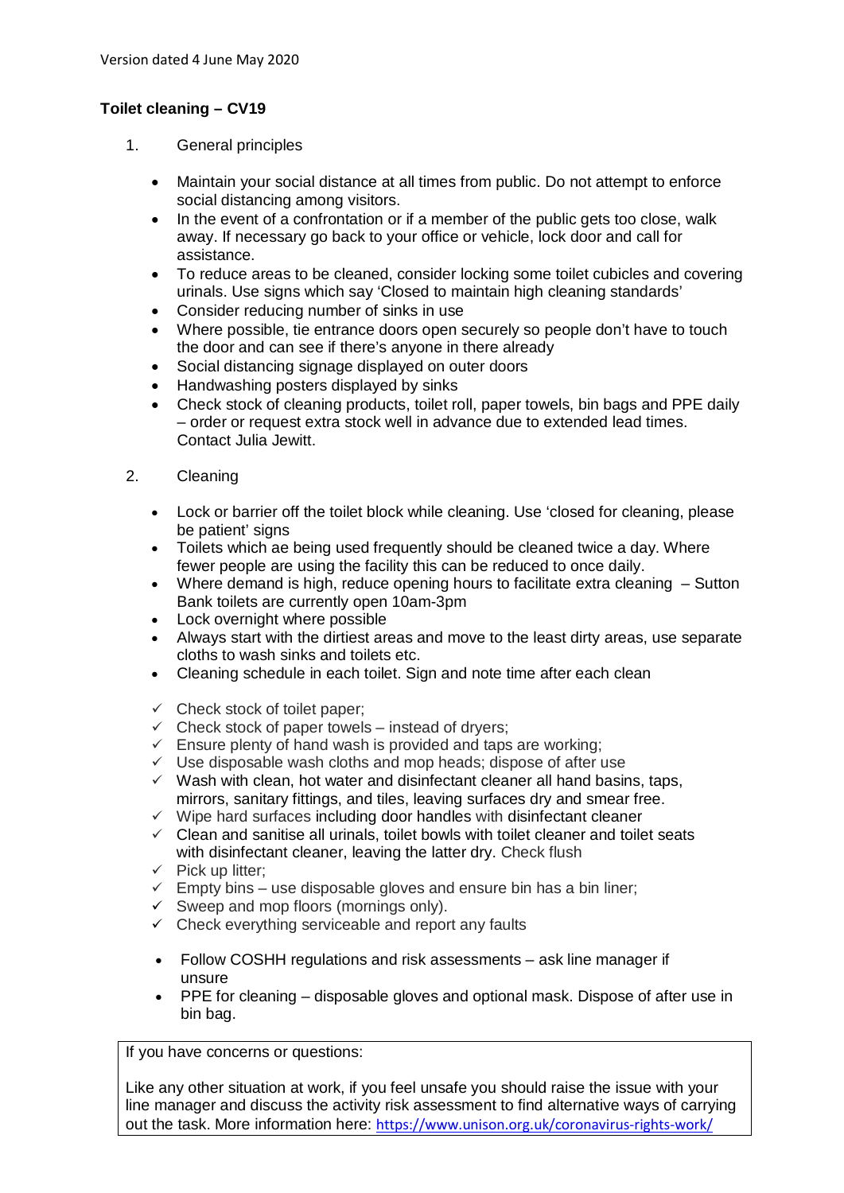Version dated 4 June May 2020

**Toilet cleaning – CV19**

1. General principles

- Maintain your social distance at all times from public. Do not attempt to enforce social distancing among visitors.
- In the event of a confrontation or if a member of the public gets too close, walk away. If necessary go back to your office or vehicle, lock door and call for assistance.
- To reduce areas to be cleaned, consider locking some toilet cubicles and covering urinals. Use signs which say 'Closed to maintain high cleaning standards'
- Consider reducing number of sinks in use
- Where possible, tie entrance doors open securely so people don't have to touch the door and can see if there's anyone in there already
- Social distancing signage displayed on outer doors
- Handwashing posters displayed by sinks
- Check stock of cleaning products, toilet roll, paper towels, bin bags and PPE daily – order or request extra stock well in advance due to extended lead times. Contact Julia Jewitt.

2. Cleaning

- Lock or barrier off the toilet block while cleaning. Use 'closed for cleaning, please be patient' signs
- Toilets which ae being used frequently should be cleaned twice a day. Where fewer people are using the facility this can be reduced to once daily.
- Where demand is high, reduce opening hours to facilitate extra cleaning – Sutton Bank toilets are currently open 10am-3pm
- Lock overnight where possible
- Always start with the dirtiest areas and move to the least dirty areas, use separate cloths to wash sinks and toilets etc.
- Cleaning schedule in each toilet. Sign and note time after each clean

- ✓ Check stock of toilet paper;
- ✓ Check stock of paper towels – instead of dryers;
- ✓ Ensure plenty of hand wash is provided and taps are working;
- ✓ Use disposable wash cloths and mop heads; dispose of after use
- ✓ Wash with clean, hot water and disinfectant cleaner all hand basins, taps, mirrors, sanitary fittings, and tiles, leaving surfaces dry and smear free.
- ✓ Wipe hard surfaces including door handles with disinfectant cleaner
- ✓ Clean and sanitise all urinals, toilet bowls with toilet cleaner and toilet seats with disinfectant cleaner, leaving the latter dry. Check flush
- ✓ Pick up litter;
- ✓ Empty bins – use disposable gloves and ensure bin has a bin liner;
- ✓ Sweep and mop floors (mornings only).
- ✓ Check everything serviceable and report any faults

- Follow COSHH regulations and risk assessments – ask line manager if unsure
- PPE for cleaning – disposable gloves and optional mask. Dispose of after use in bin bag.

If you have concerns or questions:

Like any other situation at work, if you feel unsafe you should raise the issue with your line manager and discuss the activity risk assessment to find alternative ways of carrying out the task. More information here: https://www.unison.org.uk/coronavirus-rights-work/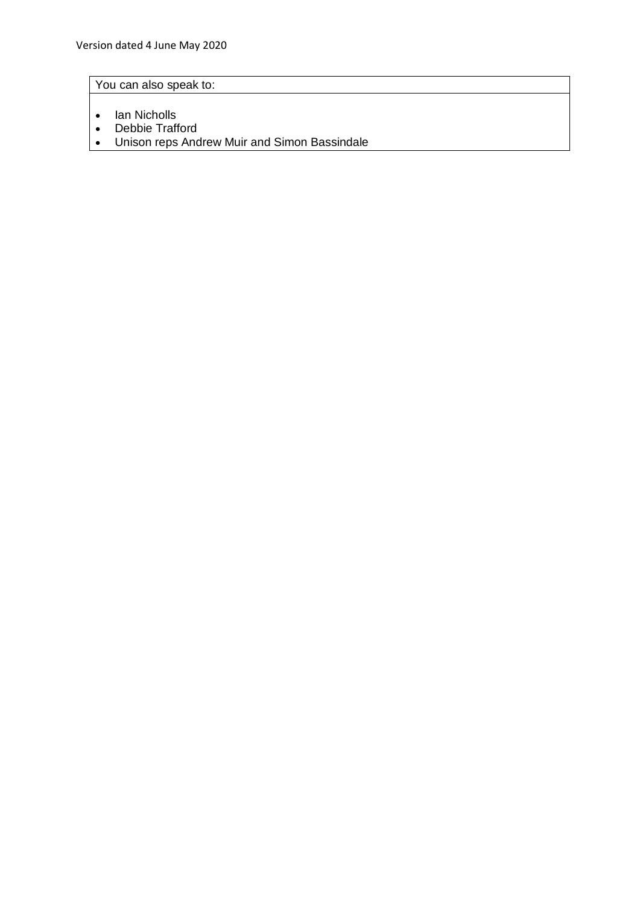| You can also speak to: |
| --- |
| • Ian Nicholls<br>• Debbie Trafford<br>• Unison reps Andrew Muir and Simon Bassindale |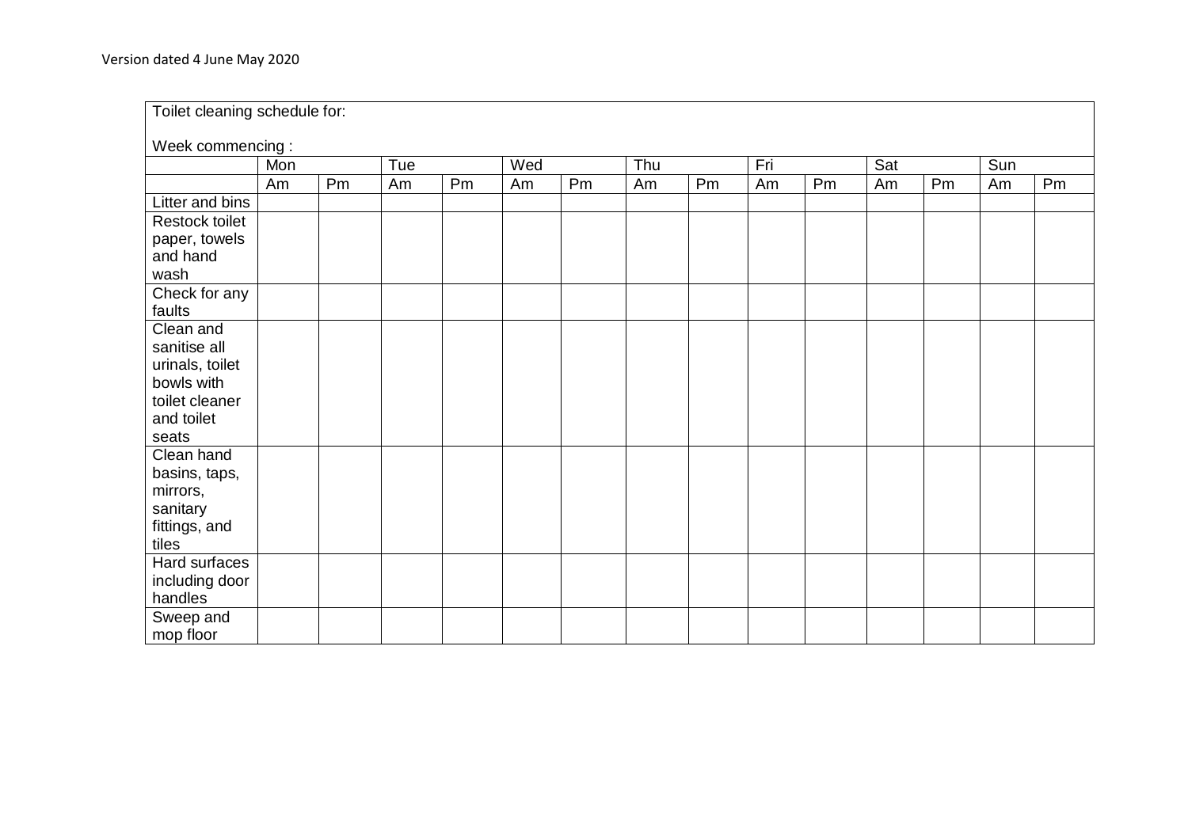Version dated 4 June May 2020

Toilet cleaning schedule for:

Week commencing :

| | Mon | | Tue | | Wed | | Thu | | Fri | | Sat | | Sun | |
|---|---|---|---|---|---|---|---|---|---|---|---|---|---|---|
| | Am | Pm | Am | Pm | Am | Pm | Am | Pm | Am | Pm | Am | Pm | Am | Pm |
| Litter and bins | | | | | | | | | | | | | | |
| Restock toilet paper, towels and hand wash | | | | | | | | | | | | | | |
| Check for any faults | | | | | | | | | | | | | | |
| Clean and sanitise all urinals, toilet bowls with toilet cleaner and toilet seats | | | | | | | | | | | | | | |
| Clean hand basins, taps, mirrors, sanitary fittings, and tiles | | | | | | | | | | | | | | |
| Hard surfaces including door handles | | | | | | | | | | | | | | |
| Sweep and mop floor | | | | | | | | | | | | | | |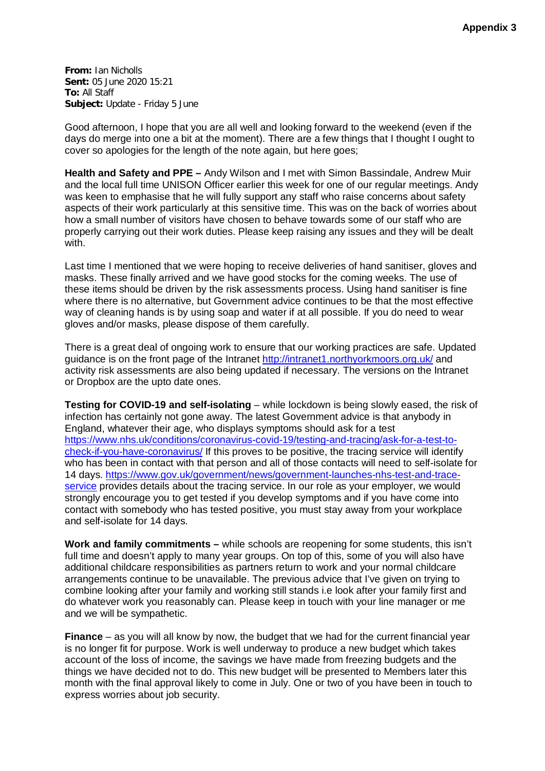**Appendix 3**

**From:** Ian Nicholls
**Sent:** 05 June 2020 15:21
**To:** All Staff
**Subject:** Update - Friday 5 June

Good afternoon, I hope that you are all well and looking forward to the weekend (even if the days do merge into one a bit at the moment). There are a few things that I thought I ought to cover so apologies for the length of the note again, but here goes;

**Health and Safety and PPE –** Andy Wilson and I met with Simon Bassindale, Andrew Muir and the local full time UNISON Officer earlier this week for one of our regular meetings. Andy was keen to emphasise that he will fully support any staff who raise concerns about safety aspects of their work particularly at this sensitive time. This was on the back of worries about how a small number of visitors have chosen to behave towards some of our staff who are properly carrying out their work duties. Please keep raising any issues and they will be dealt with.

Last time I mentioned that we were hoping to receive deliveries of hand sanitiser, gloves and masks. These finally arrived and we have good stocks for the coming weeks. The use of these items should be driven by the risk assessments process. Using hand sanitiser is fine where there is no alternative, but Government advice continues to be that the most effective way of cleaning hands is by using soap and water if at all possible. If you do need to wear gloves and/or masks, please dispose of them carefully.

There is a great deal of ongoing work to ensure that our working practices are safe. Updated guidance is on the front page of the Intranet http://intranet1.northyorkmoors.org.uk/ and activity risk assessments are also being updated if necessary. The versions on the Intranet or Dropbox are the upto date ones.

**Testing for COVID-19 and self-isolating** – while lockdown is being slowly eased, the risk of infection has certainly not gone away. The latest Government advice is that anybody in England, whatever their age, who displays symptoms should ask for a test https://www.nhs.uk/conditions/coronavirus-covid-19/testing-and-tracing/ask-for-a-test-to-check-if-you-have-coronavirus/ If this proves to be positive, the tracing service will identify who has been in contact with that person and all of those contacts will need to self-isolate for 14 days. https://www.gov.uk/government/news/government-launches-nhs-test-and-trace-service provides details about the tracing service. In our role as your employer, we would strongly encourage you to get tested if you develop symptoms and if you have come into contact with somebody who has tested positive, you must stay away from your workplace and self-isolate for 14 days.

**Work and family commitments –** while schools are reopening for some students, this isn't full time and doesn't apply to many year groups. On top of this, some of you will also have additional childcare responsibilities as partners return to work and your normal childcare arrangements continue to be unavailable. The previous advice that I've given on trying to combine looking after your family and working still stands i.e look after your family first and do whatever work you reasonably can. Please keep in touch with your line manager or me and we will be sympathetic.

**Finance** – as you will all know by now, the budget that we had for the current financial year is no longer fit for purpose. Work is well underway to produce a new budget which takes account of the loss of income, the savings we have made from freezing budgets and the things we have decided not to do. This new budget will be presented to Members later this month with the final approval likely to come in July. One or two of you have been in touch to express worries about job security.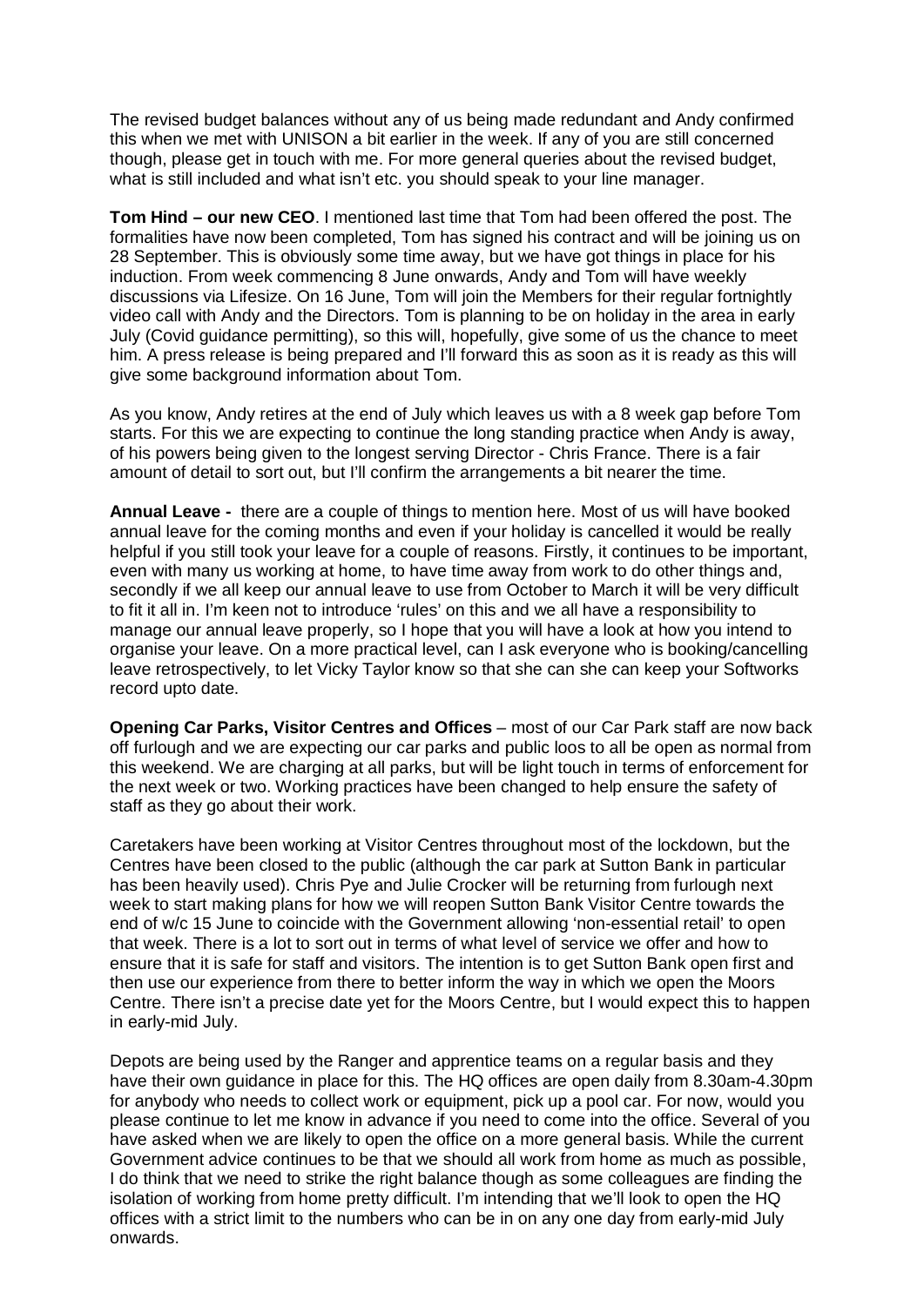The revised budget balances without any of us being made redundant and Andy confirmed this when we met with UNISON a bit earlier in the week. If any of you are still concerned though, please get in touch with me. For more general queries about the revised budget, what is still included and what isn't etc. you should speak to your line manager.

**Tom Hind – our new CEO**. I mentioned last time that Tom had been offered the post. The formalities have now been completed, Tom has signed his contract and will be joining us on 28 September. This is obviously some time away, but we have got things in place for his induction. From week commencing 8 June onwards, Andy and Tom will have weekly discussions via Lifesize. On 16 June, Tom will join the Members for their regular fortnightly video call with Andy and the Directors. Tom is planning to be on holiday in the area in early July (Covid guidance permitting), so this will, hopefully, give some of us the chance to meet him. A press release is being prepared and I'll forward this as soon as it is ready as this will give some background information about Tom.

As you know, Andy retires at the end of July which leaves us with a 8 week gap before Tom starts. For this we are expecting to continue the long standing practice when Andy is away, of his powers being given to the longest serving Director - Chris France. There is a fair amount of detail to sort out, but I'll confirm the arrangements a bit nearer the time.

**Annual Leave -** there are a couple of things to mention here. Most of us will have booked annual leave for the coming months and even if your holiday is cancelled it would be really helpful if you still took your leave for a couple of reasons. Firstly, it continues to be important, even with many us working at home, to have time away from work to do other things and, secondly if we all keep our annual leave to use from October to March it will be very difficult to fit it all in. I'm keen not to introduce 'rules' on this and we all have a responsibility to manage our annual leave properly, so I hope that you will have a look at how you intend to organise your leave. On a more practical level, can I ask everyone who is booking/cancelling leave retrospectively, to let Vicky Taylor know so that she can she can keep your Softworks record upto date.

**Opening Car Parks, Visitor Centres and Offices** – most of our Car Park staff are now back off furlough and we are expecting our car parks and public loos to all be open as normal from this weekend. We are charging at all parks, but will be light touch in terms of enforcement for the next week or two. Working practices have been changed to help ensure the safety of staff as they go about their work.

Caretakers have been working at Visitor Centres throughout most of the lockdown, but the Centres have been closed to the public (although the car park at Sutton Bank in particular has been heavily used). Chris Pye and Julie Crocker will be returning from furlough next week to start making plans for how we will reopen Sutton Bank Visitor Centre towards the end of w/c 15 June to coincide with the Government allowing 'non-essential retail' to open that week. There is a lot to sort out in terms of what level of service we offer and how to ensure that it is safe for staff and visitors. The intention is to get Sutton Bank open first and then use our experience from there to better inform the way in which we open the Moors Centre. There isn't a precise date yet for the Moors Centre, but I would expect this to happen in early-mid July.

Depots are being used by the Ranger and apprentice teams on a regular basis and they have their own guidance in place for this. The HQ offices are open daily from 8.30am-4.30pm for anybody who needs to collect work or equipment, pick up a pool car. For now, would you please continue to let me know in advance if you need to come into the office. Several of you have asked when we are likely to open the office on a more general basis. While the current Government advice continues to be that we should all work from home as much as possible, I do think that we need to strike the right balance though as some colleagues are finding the isolation of working from home pretty difficult. I'm intending that we'll look to open the HQ offices with a strict limit to the numbers who can be in on any one day from early-mid July onwards.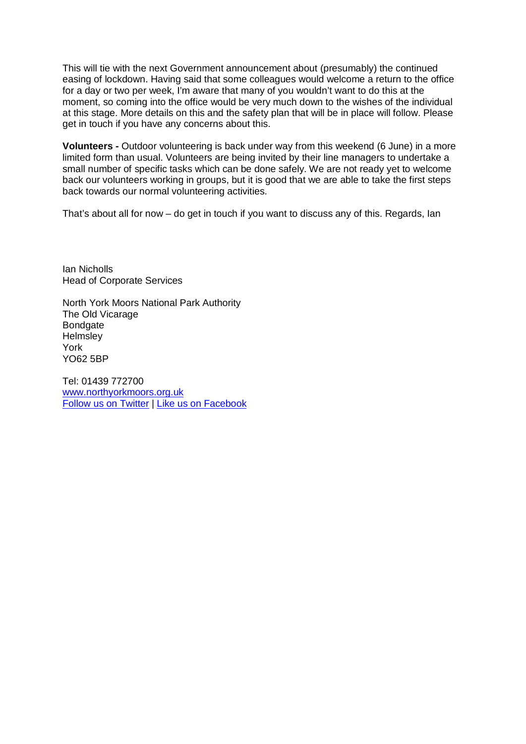This will tie with the next Government announcement about (presumably) the continued easing of lockdown. Having said that some colleagues would welcome a return to the office for a day or two per week, I'm aware that many of you wouldn't want to do this at the moment, so coming into the office would be very much down to the wishes of the individual at this stage. More details on this and the safety plan that will be in place will follow. Please get in touch if you have any concerns about this.

**Volunteers -** Outdoor volunteering is back under way from this weekend (6 June) in a more limited form than usual. Volunteers are being invited by their line managers to undertake a small number of specific tasks which can be done safely. We are not ready yet to welcome back our volunteers working in groups, but it is good that we are able to take the first steps back towards our normal volunteering activities.

That's about all for now – do get in touch if you want to discuss any of this. Regards, Ian

Ian Nicholls
Head of Corporate Services

North York Moors National Park Authority
The Old Vicarage
Bondgate
Helmsley
York
YO62 5BP

Tel: 01439 772700
[www.northyorkmoors.org.uk](http://www.northyorkmoors.org.uk)
Follow us on Twitter | Like us on Facebook